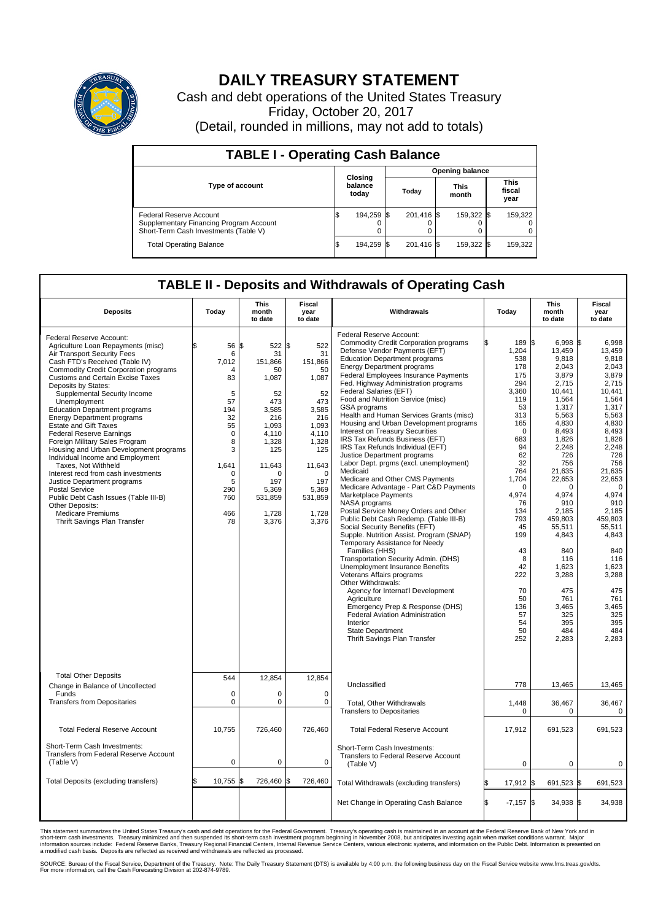# DAILY TREASURY STATEMENT

Cash and debt operations of the United States Treasury

Friday, October 20, 2017

(Detail, rounded in millions, may not add to totals)

## TABLE I - Operating Cash Balance

| Type of account | Closing balance today | Opening balance Today | Opening balance This month | Opening balance This fiscal year |
|---|---|---|---|---|
| Federal Reserve Account | $ 194,259 | $ 201,416 | $ 159,322 | $ 159,322 |
| Supplementary Financing Program Account | 0 | 0 | 0 | 0 |
| Short-Term Cash Investments (Table V) | 0 | 0 | 0 | 0 |
| Total Operating Balance | $ 194,259 | $ 201,416 | $ 159,322 | $ 159,322 |

## TABLE II - Deposits and Withdrawals of Operating Cash

| Deposits | Today | This month to date | Fiscal year to date | Withdrawals | Today | This month to date | Fiscal year to date |
|---|---|---|---|---|---|---|---|
| Federal Reserve Account: | | | | Federal Reserve Account: | | | |
| Agriculture Loan Repayments (misc) | $ 56 | $ 522 | $ 522 | Commodity Credit Corporation programs | $ 189 | $ 6,998 | $ 6,998 |
| Air Transport Security Fees | 6 | 31 | 31 | Defense Vendor Payments (EFT) | 1,204 | 13,459 | 13,459 |
| Cash FTD's Received (Table IV) | 7,012 | 151,866 | 151,866 | Education Department programs | 538 | 9,818 | 9,818 |
| Commodity Credit Corporation programs | 4 | 50 | 50 | Energy Department programs | 178 | 2,043 | 2,043 |
| Customs and Certain Excise Taxes | 83 | 1,087 | 1,087 | Federal Employees Insurance Payments | 175 | 3,879 | 3,879 |
| Deposits by States: | | | | Fed. Highway Administration programs | 294 | 2,715 | 2,715 |
| Supplemental Security Income | 5 | 52 | 52 | Federal Salaries (EFT) | 3,360 | 10,441 | 10,441 |
| Unemployment | 57 | 473 | 473 | Food and Nutrition Service (misc) | 119 | 1,564 | 1,564 |
| Education Department programs | 194 | 3,585 | 3,585 | GSA programs | 53 | 1,317 | 1,317 |
| Energy Department programs | 32 | 216 | 216 | Health and Human Services Grants (misc) | 313 | 5,563 | 5,563 |
| Estate and Gift Taxes | 55 | 1,093 | 1,093 | Housing and Urban Development programs | 165 | 4,830 | 4,830 |
| Federal Reserve Earnings | 0 | 4,110 | 4,110 | Interest on Treasury Securities | 0 | 8,493 | 8,493 |
| Foreign Military Sales Program | 8 | 1,328 | 1,328 | IRS Tax Refunds Business (EFT) | 683 | 1,826 | 1,826 |
| Housing and Urban Development programs | 3 | 125 | 125 | IRS Tax Refunds Individual (EFT) | 94 | 2,248 | 2,248 |
| Individual Income and Employment | | | | Justice Department programs | 62 | 726 | 726 |
| Taxes, Not Withheld | 1,641 | 11,643 | 11,643 | Labor Dept. prgms (excl. unemployment) | 32 | 756 | 756 |
| Interest recd from cash investments | 0 | 0 | 0 | Medicaid | 764 | 21,635 | 21,635 |
| Justice Department programs | 5 | 197 | 197 | Medicare and Other CMS Payments | 1,704 | 22,653 | 22,653 |
| Postal Service | 290 | 5,369 | 5,369 | Medicare Advantage - Part C&D Payments | 0 | 0 | 0 |
| Public Debt Cash Issues (Table III-B) | 760 | 531,859 | 531,859 | Marketplace Payments | 4,974 | 4,974 | 4,974 |
| Other Deposits: | | | | NASA programs | 76 | 910 | 910 |
| Medicare Premiums | 466 | 1,728 | 1,728 | Postal Service Money Orders and Other | 134 | 2,185 | 2,185 |
| Thrift Savings Plan Transfer | 78 | 3,376 | 3,376 | Public Debt Cash Redemp. (Table III-B) | 793 | 459,803 | 459,803 |
| | | | | Social Security Benefits (EFT) | 45 | 55,511 | 55,511 |
| | | | | Supple. Nutrition Assist. Program (SNAP) | 199 | 4,843 | 4,843 |
| | | | | Temporary Assistance for Needy Families (HHS) | 43 | 840 | 840 |
| | | | | Transportation Security Admin. (DHS) | 8 | 116 | 116 |
| | | | | Unemployment Insurance Benefits | 42 | 1,623 | 1,623 |
| | | | | Veterans Affairs programs | 222 | 3,288 | 3,288 |
| | | | | Other Withdrawals: | | | |
| | | | | Agency for Internat'l Development | 70 | 475 | 475 |
| | | | | Agriculture | 50 | 761 | 761 |
| | | | | Emergency Prep & Response (DHS) | 136 | 3,465 | 3,465 |
| | | | | Federal Aviation Administration | 57 | 325 | 325 |
| | | | | Interior | 54 | 395 | 395 |
| | | | | State Department | 50 | 484 | 484 |
| | | | | Thrift Savings Plan Transfer | 252 | 2,283 | 2,283 |
| Total Other Deposits | 544 | 12,854 | 12,854 | Unclassified | 778 | 13,465 | 13,465 |
| Change in Balance of Uncollected Funds | 0 | 0 | 0 | | | | |
| Transfers from Depositaries | 0 | 0 | 0 | Total, Other Withdrawals | 1,448 | 36,467 | 36,467 |
| | | | | Transfers to Depositaries | 0 | 0 | 0 |
| Total Federal Reserve Account | 10,755 | 726,460 | 726,460 | Total Federal Reserve Account | 17,912 | 691,523 | 691,523 |
| Short-Term Cash Investments: Transfers from Federal Reserve Account (Table V) | 0 | 0 | 0 | Short-Term Cash Investments: Transfers to Federal Reserve Account (Table V) | 0 | 0 | 0 |
| Total Deposits (excluding transfers) | $ 10,755 | $ 726,460 | $ 726,460 | Total Withdrawals (excluding transfers) | $ 17,912 | $ 691,523 | $ 691,523 |
| | | | | Net Change in Operating Cash Balance | $ -7,157 | $ 34,938 | $ 34,938 |

This statement summarizes the United States Treasury's cash and debt operations for the Federal Government. Treasury's operating cash is maintained in an account at the Federal Reserve Bank of New York and in short-term cash investments. Treasury minimized and then suspended its short-term cash investment program beginning in November 2008, but anticipates investing again when market conditions warrant. Major information sources include: Federal Reserve Banks, Treasury Regional Financial Centers, Internal Revenue Service Centers, various electronic systems, and information on the Public Debt. Information is presented on a modified cash basis. Deposits are reflected as received and withdrawals are reflected as processed.

SOURCE: Bureau of the Fiscal Service, Department of the Treasury. Note: The Daily Treasury Statement (DTS) is available by 4:00 p.m. the following business day on the Fiscal Service website www.fms.treas.gov/dts. For more information, call the Cash Forecasting Division at 202-874-9789.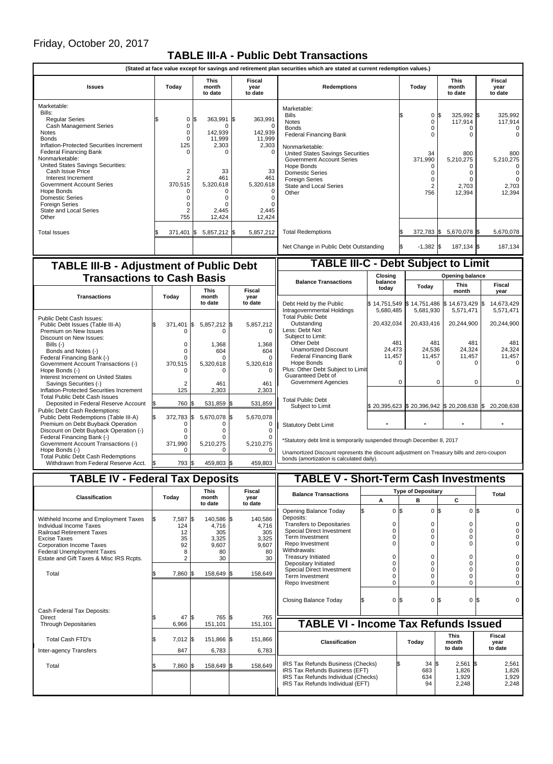Friday, October 20, 2017

# TABLE III-A - Public Debt Transactions

(Stated at face value except for savings and retirement plan securities which are stated at current redemption values.)

| Issues | Today | This month to date | Fiscal year to date |
|---|---|---|---|
| Marketable: | | | |
| Bills: | | | |
| Regular Series | $ 0 | $ 363,991 | $ 363,991 |
| Cash Management Series | 0 | 0 | 0 |
| Notes | 0 | 142,939 | 142,939 |
| Bonds | 0 | 11,999 | 11,999 |
| Inflation-Protected Securities Increment | 125 | 2,303 | 2,303 |
| Federal Financing Bank | 0 | 0 | 0 |
| Nonmarketable: | | | |
| United States Savings Securities: | | | |
| Cash Issue Price | 2 | 33 | 33 |
| Interest Increment | 2 | 461 | 461 |
| Government Account Series | 370,515 | 5,320,618 | 5,320,618 |
| Hope Bonds | 0 | 0 | 0 |
| Domestic Series | 0 | 0 | 0 |
| Foreign Series | 0 | 0 | 0 |
| State and Local Series | 2 | 2,445 | 2,445 |
| Other | 755 | 12,424 | 12,424 |
| Total Issues | $ 371,401 | $ 5,857,212 | $ 5,857,212 |

| Redemptions | Today | This month to date | Fiscal year to date |
|---|---|---|---|
| Marketable: | | | |
| Bills | $ 0 | $ 325,992 | $ 325,992 |
| Notes | 0 | 117,914 | 117,914 |
| Bonds | 0 | 0 | 0 |
| Federal Financing Bank | 0 | 0 | 0 |
| Nonmarketable: | | | |
| United States Savings Securities | 34 | 800 | 800 |
| Government Account Series | 371,990 | 5,210,275 | 5,210,275 |
| Hope Bonds | 0 | 0 | 0 |
| Domestic Series | 0 | 0 | 0 |
| Foreign Series | 0 | 0 | 0 |
| State and Local Series | 2 | 2,703 | 2,703 |
| Other | 756 | 12,394 | 12,394 |
| Total Redemptions | $ 372,783 | $ 5,670,078 | $ 5,670,078 |
| Net Change in Public Debt Outstanding | $ -1,382 | $ 187,134 | $ 187,134 |

# TABLE III-B - Adjustment of Public Debt Transactions to Cash Basis

| Transactions | Today | This month to date | Fiscal year to date |
|---|---|---|---|
| Public Debt Cash Issues: | | | |
| Public Debt Issues (Table III-A) | $ 371,401 | $ 5,857,212 | $ 5,857,212 |
| Premium on New Issues | 0 | 0 | 0 |
| Discount on New Issues: | | | |
| Bills (-) | 0 | 1,368 | 1,368 |
| Bonds and Notes (-) | 0 | 604 | 604 |
| Federal Financing Bank (-) | 0 | 0 | 0 |
| Government Account Transactions (-) | 370,515 | 5,320,618 | 5,320,618 |
| Hope Bonds (-) | 0 | 0 | 0 |
| Interest Increment on United States Savings Securities (-) | 2 | 461 | 461 |
| Inflation-Protected Securities Increment | 125 | 2,303 | 2,303 |
| Total Public Debt Cash Issues Deposited in Federal Reserve Account | $ 760 | $ 531,859 | $ 531,859 |
| Public Debt Cash Redemptions: | | | |
| Public Debt Redemptions (Table III-A) | $ 372,783 | $ 5,670,078 | $ 5,670,078 |
| Premium on Debt Buyback Operation | 0 | 0 | 0 |
| Discount on Debt Buyback Operation (-) | 0 | 0 | 0 |
| Federal Financing Bank (-) | 0 | 0 | 0 |
| Government Account Transactions (-) | 371,990 | 5,210,275 | 5,210,275 |
| Hope Bonds (-) | 0 | 0 | 0 |
| Total Public Debt Cash Redemptions Withdrawn from Federal Reserve Acct. | $ 793 | $ 459,803 | $ 459,803 |

# TABLE III-C - Debt Subject to Limit

| Balance Transactions | Closing balance today | Opening balance Today | Opening balance This month | Opening balance Fiscal year |
|---|---|---|---|---|
| Debt Held by the Public | $ 14,751,549 | $ 14,751,486 | $ 14,673,429 | $ 14,673,429 |
| Intragovernmental Holdings | 5,680,485 | 5,681,930 | 5,571,471 | 5,571,471 |
| Total Public Debt Outstanding | 20,432,034 | 20,433,416 | 20,244,900 | 20,244,900 |
| Less: Debt Not Subject to Limit: | | | | |
| Other Debt | 481 | 481 | 481 | 481 |
| Unamortized Discount | 24,473 | 24,536 | 24,324 | 24,324 |
| Federal Financing Bank | 11,457 | 11,457 | 11,457 | 11,457 |
| Hope Bonds | 0 | 0 | 0 | 0 |
| Plus: Other Debt Subject to Limit | | | | |
| Guaranteed Debt of Government Agencies | 0 | 0 | 0 | 0 |
| Total Public Debt Subject to Limit | $ 20,395,623 | $ 20,396,942 | $ 20,208,638 | $ 20,208,638 |
| Statutory Debt Limit | * | * | * | * |

*Statutory debt limit is temporarily suspended through December 8, 2017

Unamortized Discount represents the discount adjustment on Treasury bills and zero-coupon bonds (amortization is calculated daily).

# TABLE IV - Federal Tax Deposits

| Classification | Today | This month to date | Fiscal year to date |
|---|---|---|---|
| Withheld Income and Employment Taxes | $ 7,587 | $ 140,586 | $ 140,586 |
| Individual Income Taxes | 124 | 4,716 | 4,716 |
| Railroad Retirement Taxes | 12 | 305 | 305 |
| Excise Taxes | 35 | 3,325 | 3,325 |
| Corporation Income Taxes | 92 | 9,607 | 9,607 |
| Federal Unemployment Taxes | 8 | 80 | 80 |
| Estate and Gift Taxes & Misc IRS Rcpts. | 2 | 30 | 30 |
| Total | $ 7,860 | $ 158,649 | $ 158,649 |
| Cash Federal Tax Deposits: | | | |
| Direct | $ 47 | $ 765 | $ 765 |
| Through Depositaries | 6,966 | 151,101 | 151,101 |
| Total Cash FTD's | $ 7,012 | $ 151,866 | $ 151,866 |
| Inter-agency Transfers | 847 | 6,783 | 6,783 |
| Total | $ 7,860 | $ 158,649 | $ 158,649 |

# TABLE V - Short-Term Cash Investments

| Balance Transactions | Type of Depositary A | Type of Depositary B | Type of Depositary C | Total |
|---|---|---|---|---|
| Opening Balance Today | $ 0 | $ 0 | $ 0 | $ 0 |
| Deposits: | | | | |
| Transfers to Depositaries | 0 | 0 | 0 | 0 |
| Special Direct Investment | 0 | 0 | 0 | 0 |
| Term Investment | 0 | 0 | 0 | 0 |
| Repo Investment | 0 | 0 | 0 | 0 |
| Withdrawals: | | | | |
| Treasury Initiated | 0 | 0 | 0 | 0 |
| Depositary Initiated | 0 | 0 | 0 | 0 |
| Special Direct Investment | 0 | 0 | 0 | 0 |
| Term Investment | 0 | 0 | 0 | 0 |
| Repo Investment | 0 | 0 | 0 | 0 |
| Closing Balance Today | $ 0 | $ 0 | $ 0 | $ 0 |

# TABLE VI - Income Tax Refunds Issued

| Classification | Today | This month to date | Fiscal year to date |
|---|---|---|---|
| IRS Tax Refunds Business (Checks) | $ 34 | $ 2,561 | $ 2,561 |
| IRS Tax Refunds Business (EFT) | 683 | 1,826 | 1,826 |
| IRS Tax Refunds Individual (Checks) | 634 | 1,929 | 1,929 |
| IRS Tax Refunds Individual (EFT) | 94 | 2,248 | 2,248 |